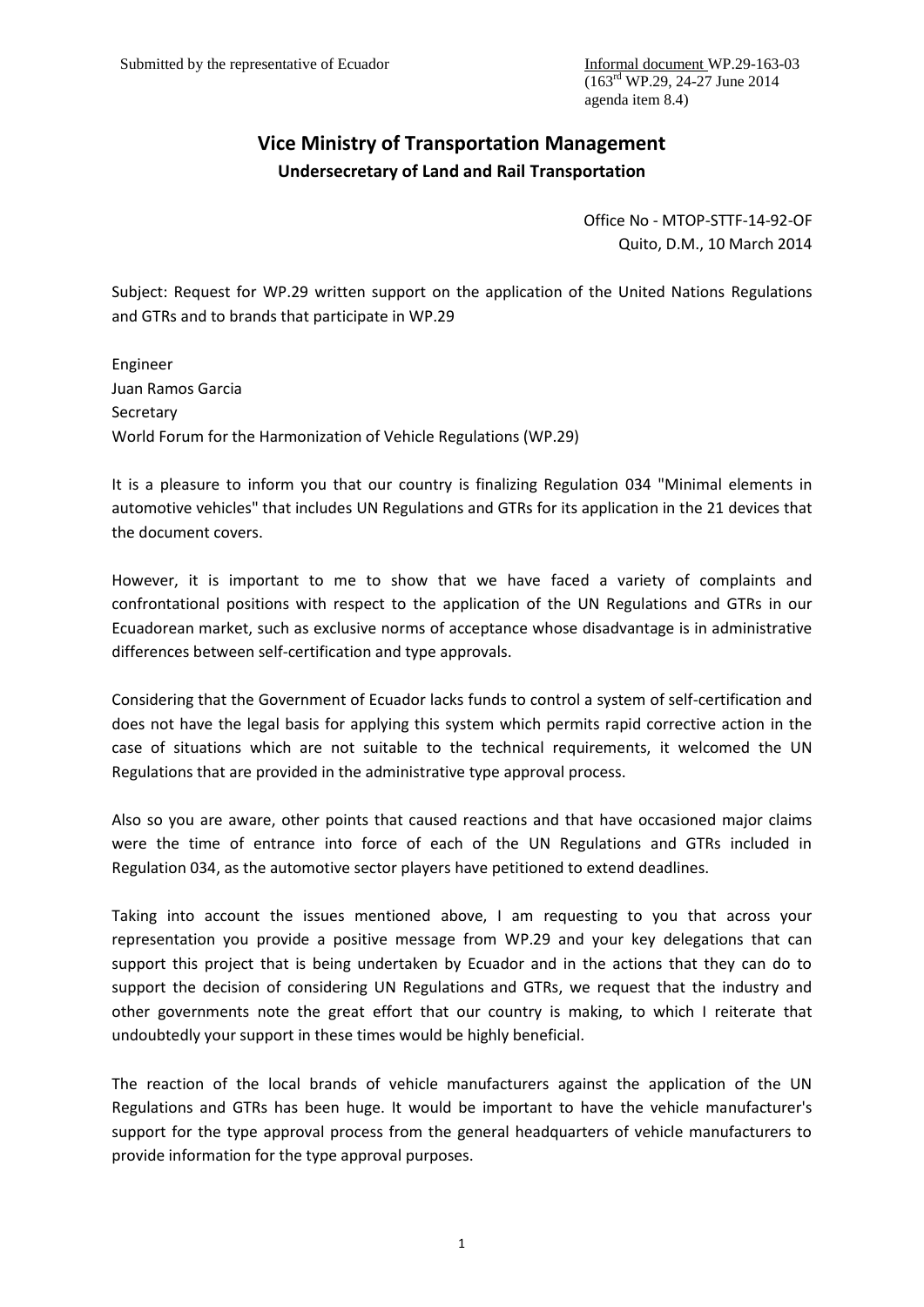Submitted by the representative of Ecuador

Informal document WP.29-163-03
(163rd WP.29, 24-27 June 2014
agenda item 8.4)

# Vice Ministry of Transportation Management

## Undersecretary of Land and Rail Transportation

Office No - MTOP-STTF-14-92-OF
Quito, D.M., 10 March 2014

Subject: Request for WP.29 written support on the application of the United Nations Regulations and GTRs and to brands that participate in WP.29

Engineer
Juan Ramos Garcia
Secretary
World Forum for the Harmonization of Vehicle Regulations (WP.29)

It is a pleasure to inform you that our country is finalizing Regulation 034 "Minimal elements in automotive vehicles" that includes UN Regulations and GTRs for its application in the 21 devices that the document covers.

However, it is important to me to show that we have faced a variety of complaints and confrontational positions with respect to the application of the UN Regulations and GTRs in our Ecuadorean market, such as exclusive norms of acceptance whose disadvantage is in administrative differences between self-certification and type approvals.

Considering that the Government of Ecuador lacks funds to control a system of self-certification and does not have the legal basis for applying this system which permits rapid corrective action in the case of situations which are not suitable to the technical requirements, it welcomed the UN Regulations that are provided in the administrative type approval process.

Also so you are aware, other points that caused reactions and that have occasioned major claims were the time of entrance into force of each of the UN Regulations and GTRs included in Regulation 034, as the automotive sector players have petitioned to extend deadlines.

Taking into account the issues mentioned above, I am requesting to you that across your representation you provide a positive message from WP.29 and your key delegations that can support this project that is being undertaken by Ecuador and in the actions that they can do to support the decision of considering UN Regulations and GTRs, we request that the industry and other governments note the great effort that our country is making, to which I reiterate that undoubtedly your support in these times would be highly beneficial.

The reaction of the local brands of vehicle manufacturers against the application of the UN Regulations and GTRs has been huge. It would be important to have the vehicle manufacturer's support for the type approval process from the general headquarters of vehicle manufacturers to provide information for the type approval purposes.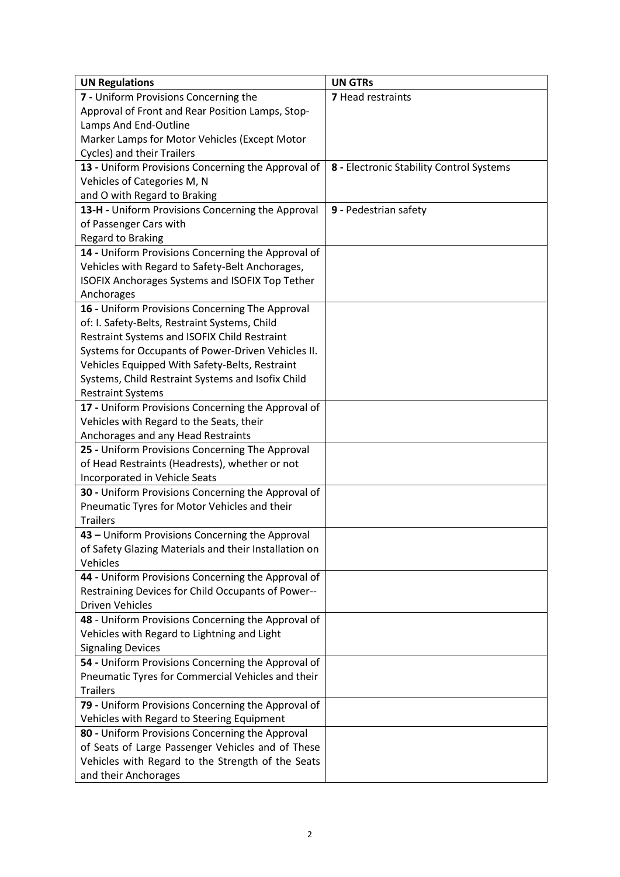| UN Regulations | UN GTRs |
| --- | --- |
| **7 -** Uniform Provisions Concerning the Approval of Front and Rear Position Lamps, Stop-Lamps And End-Outline Marker Lamps for Motor Vehicles (Except Motor Cycles) and their Trailers | **7** Head restraints |
| **13 -** Uniform Provisions Concerning the Approval of Vehicles of Categories M, N and O with Regard to Braking | **8 -** Electronic Stability Control Systems |
| **13-H -** Uniform Provisions Concerning the Approval of Passenger Cars with Regard to Braking | **9 -** Pedestrian safety |
| **14 -** Uniform Provisions Concerning the Approval of Vehicles with Regard to Safety-Belt Anchorages, ISOFIX Anchorages Systems and ISOFIX Top Tether Anchorages | |
| **16 -** Uniform Provisions Concerning The Approval of: I. Safety-Belts, Restraint Systems, Child Restraint Systems and ISOFIX Child Restraint Systems for Occupants of Power-Driven Vehicles II. Vehicles Equipped With Safety-Belts, Restraint Systems, Child Restraint Systems and Isofix Child Restraint Systems | |
| **17 -** Uniform Provisions Concerning the Approval of Vehicles with Regard to the Seats, their Anchorages and any Head Restraints | |
| **25 -** Uniform Provisions Concerning The Approval of Head Restraints (Headrests), whether or not Incorporated in Vehicle Seats | |
| **30 -** Uniform Provisions Concerning the Approval of Pneumatic Tyres for Motor Vehicles and their Trailers | |
| **43 –** Uniform Provisions Concerning the Approval of Safety Glazing Materials and their Installation on Vehicles | |
| **44 -** Uniform Provisions Concerning the Approval of Restraining Devices for Child Occupants of Power--Driven Vehicles | |
| **48** - Uniform Provisions Concerning the Approval of Vehicles with Regard to Lightning and Light Signaling Devices | |
| **54 -** Uniform Provisions Concerning the Approval of Pneumatic Tyres for Commercial Vehicles and their Trailers | |
| **79 -** Uniform Provisions Concerning the Approval of Vehicles with Regard to Steering Equipment | |
| **80 -** Uniform Provisions Concerning the Approval of Seats of Large Passenger Vehicles and of These Vehicles with Regard to the Strength of the Seats and their Anchorages | |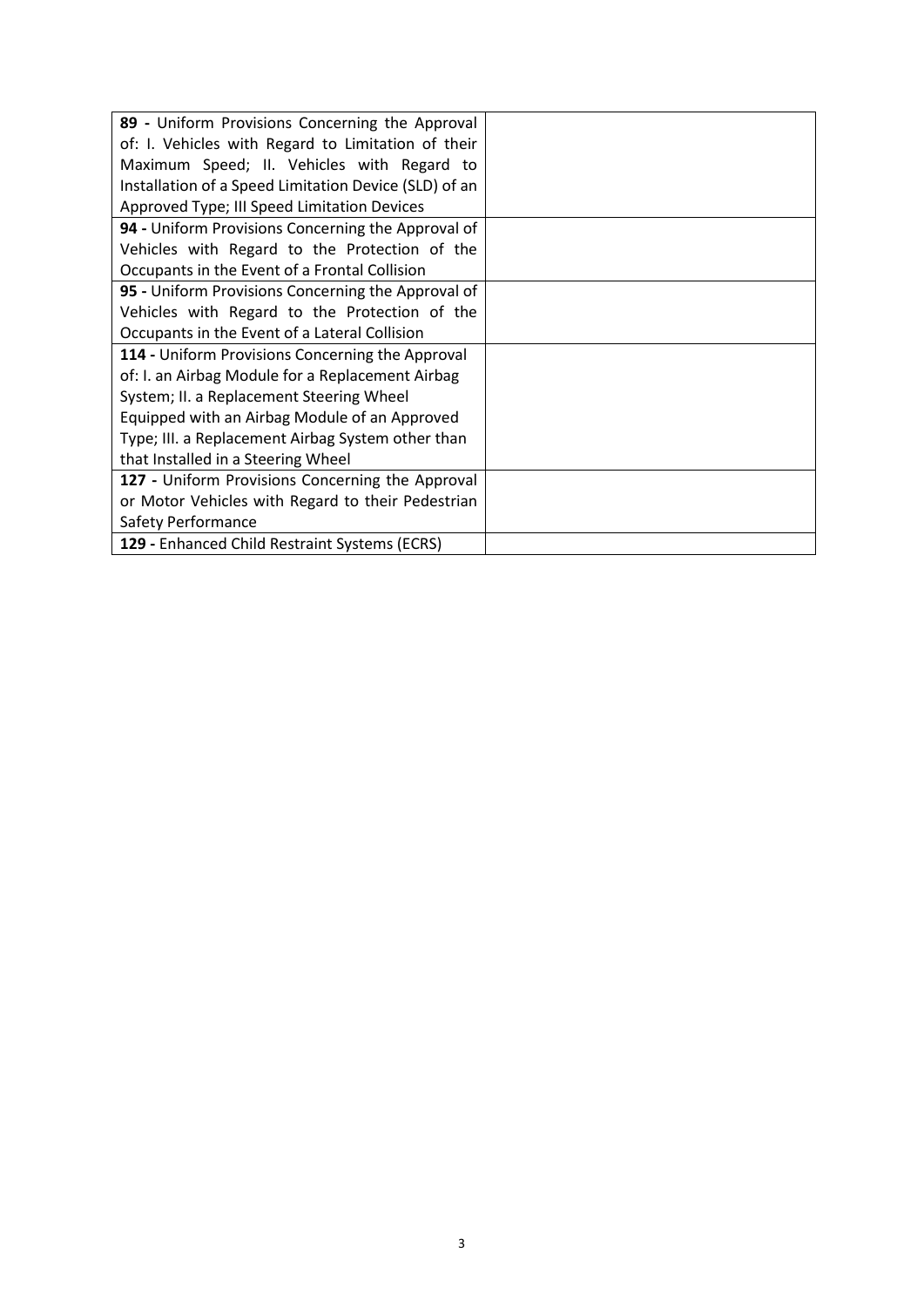| | |
|---|---|
| **89 -** Uniform Provisions Concerning the Approval of: I. Vehicles with Regard to Limitation of their Maximum Speed; II. Vehicles with Regard to Installation of a Speed Limitation Device (SLD) of an Approved Type; III Speed Limitation Devices | |
| **94 -** Uniform Provisions Concerning the Approval of Vehicles with Regard to the Protection of the Occupants in the Event of a Frontal Collision | |
| **95 -** Uniform Provisions Concerning the Approval of Vehicles with Regard to the Protection of the Occupants in the Event of a Lateral Collision | |
| **114 -** Uniform Provisions Concerning the Approval of: I. an Airbag Module for a Replacement Airbag System; II. a Replacement Steering Wheel Equipped with an Airbag Module of an Approved Type; III. a Replacement Airbag System other than that Installed in a Steering Wheel | |
| **127 -** Uniform Provisions Concerning the Approval or Motor Vehicles with Regard to their Pedestrian Safety Performance | |
| **129 -** Enhanced Child Restraint Systems (ECRS) | |